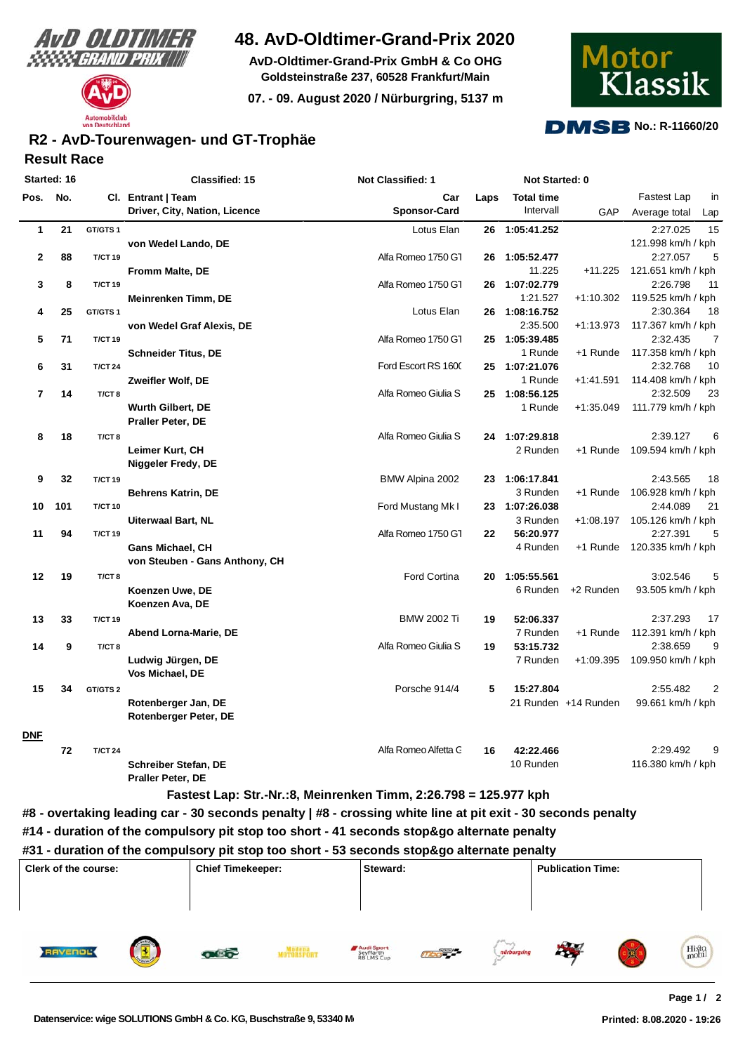# 48. AvD-Oldtimer-Grand-Prix 2020

**AvD-Oldtimer-Grand-Prix GmbH & Co OHG**
**Goldsteinstraße 237, 60528 Frankfurt/Main**

**07. - 09. August 2020 / Nürburgring, 5137 m**

**No.: R-11660/20**

## R2 - AvD-Tourenwagen- und GT-Trophäe

### Result Race

**Started: 16** | **Classified: 15** | **Not Classified: 1** | **Not Started: 0**

| Pos. | No. | Cl. | Entrant \| Team / Driver, City, Nation, Licence | Car / Sponsor-Card | Laps | Total time / Intervall | GAP | Fastest Lap / Average total | in Lap |
|---|---|---|---|---|---|---|---|---|---|
| 1 | 21 | GT/GTS 1 | von Wedel Lando, DE | Lotus Elan | 26 | 1:05:41.252 | | 2:27.025 / 121.998 km/h / kph | 15 |
| 2 | 88 | T/CT 19 | Fromm Malte, DE | Alfa Romeo 1750 GT | 26 | 1:05:52.477 / 11.225 | +11.225 | 2:27.057 / 121.651 km/h / kph | 5 |
| 3 | 8 | T/CT 19 | Meinrenken Timm, DE | Alfa Romeo 1750 GT | 26 | 1:07:02.779 / 1:21.527 | +1:10.302 | 2:26.798 / 119.525 km/h / kph | 11 |
| 4 | 25 | GT/GTS 1 | von Wedel Graf Alexis, DE | Lotus Elan | 26 | 1:08:16.752 / 2:35.500 | +1:13.973 | 2:30.364 / 117.367 km/h / kph | 18 |
| 5 | 71 | T/CT 19 | Schneider Titus, DE | Alfa Romeo 1750 GT | 25 | 1:05:39.485 / 1 Runde | +1 Runde | 2:32.435 / 117.358 km/h / kph | 7 |
| 6 | 31 | T/CT 24 | Zweifler Wolf, DE | Ford Escort RS 1600 | 25 | 1:07:21.076 / 1 Runde | +1:41.591 | 2:32.768 / 114.408 km/h / kph | 10 |
| 7 | 14 | T/CT 8 | Wurth Gilbert, DE; Praller Peter, DE | Alfa Romeo Giulia S | 25 | 1:08:56.125 / 1 Runde | +1:35.049 | 2:32.509 / 111.779 km/h / kph | 23 |
| 8 | 18 | T/CT 8 | Leimer Kurt, CH; Niggeler Fredy, DE | Alfa Romeo Giulia S | 24 | 1:07:29.818 / 2 Runden | +1 Runde | 2:39.127 / 109.594 km/h / kph | 6 |
| 9 | 32 | T/CT 19 | Behrens Katrin, DE | BMW Alpina 2002 | 23 | 1:06:17.841 / 3 Runden | +1 Runde | 2:43.565 / 106.928 km/h / kph | 18 |
| 10 | 101 | T/CT 10 | Uiterwaal Bart, NL | Ford Mustang Mk I | 23 | 1:07:26.038 / 3 Runden | +1:08.197 | 2:44.089 / 105.126 km/h / kph | 21 |
| 11 | 94 | T/CT 19 | Gans Michael, CH; von Steuben - Gans Anthony, CH | Alfa Romeo 1750 GT | 22 | 56:20.977 / 4 Runden | +1 Runde | 2:27.391 / 120.335 km/h / kph | 5 |
| 12 | 19 | T/CT 8 | Koenzen Uwe, DE; Koenzen Ava, DE | Ford Cortina | 20 | 1:05:55.561 / 6 Runden | +2 Runden | 3:02.546 / 93.505 km/h / kph | 5 |
| 13 | 33 | T/CT 19 | Abend Lorna-Marie, DE | BMW 2002 Ti | 19 | 52:06.337 / 7 Runden | +1 Runde | 2:37.293 / 112.391 km/h / kph | 17 |
| 14 | 9 | T/CT 8 | Ludwig Jürgen, DE; Vos Michael, DE | Alfa Romeo Giulia S | 19 | 53:15.732 / 7 Runden | +1:09.395 | 2:38.659 / 109.950 km/h / kph | 9 |
| 15 | 34 | GT/GTS 2 | Rotenberger Jan, DE; Rotenberger Peter, DE | Porsche 914/4 | 5 | 15:27.804 / 21 Runden | +14 Runden | 2:55.482 / 99.661 km/h / kph | 2 |
| **DNF** | | | | | | | | | |
| | 72 | T/CT 24 | Schreiber Stefan, DE; Praller Peter, DE | Alfa Romeo Alfetta G | 16 | 42:22.466 / 10 Runden | | 2:29.492 / 116.380 km/h / kph | 9 |

**Fastest Lap: Str.-Nr.:8, Meinrenken Timm, 2:26.798 = 125.977 kph**

**#8 - overtaking leading car - 30 seconds penalty | #8 - crossing white line at pit exit - 30 seconds penalty**

**#14 - duration of the compulsory pit stop too short - 41 seconds stop&go alternate penalty**

**#31 - duration of the compulsory pit stop too short - 53 seconds stop&go alternate penalty**

| Clerk of the course: | Chief Timekeeper: | Steward: | Publication Time: |
|---|---|---|---|
| | | | |

Datenservice: wige SOLUTIONS GmbH & Co. KG, Buschstraße 9, 53340 M

Printed: 8.08.2020 - 19:26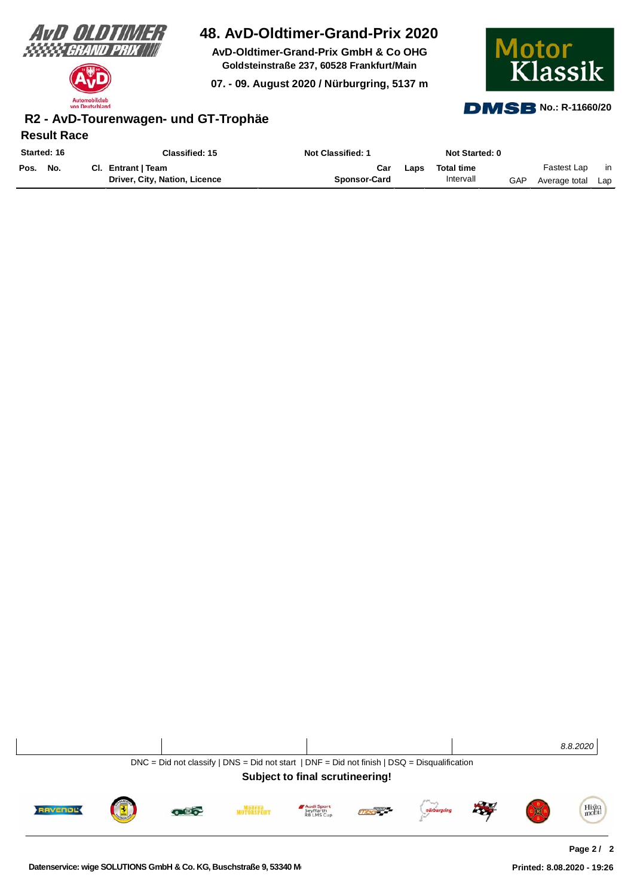# 48. AvD-Oldtimer-Grand-Prix 2020

**AvD-Oldtimer-Grand-Prix GmbH & Co OHG**
**Goldsteinstraße 237, 60528 Frankfurt/Main**
**07. - 09. August 2020 / Nürburgring, 5137 m**

**No.: R-11660/20**

## R2 - AvD-Tourenwagen- und GT-Trophäe

### Result Race

| Started: 16 | Classified: 15 | Not Classified: 1 | Not Started: 0 |
|---|---|---|---|

| Pos. | No. | Cl. Entrant \| Team / Driver, City, Nation, Licence | Car / Sponsor-Card | Laps | Total time / Intervall | GAP | Fastest Lap / Average total | in Lap |
|---|---|---|---|---|---|---|---|---|

8.8.2020

DNC = Did not classify | DNS = Did not start | DNF = Did not finish | DSQ = Disqualification

**Subject to final scrutineering!**

Datenservice: wige SOLUTIONS GmbH & Co. KG, Buschstraße 9, 53340 M

Printed: 8.08.2020 - 19:26